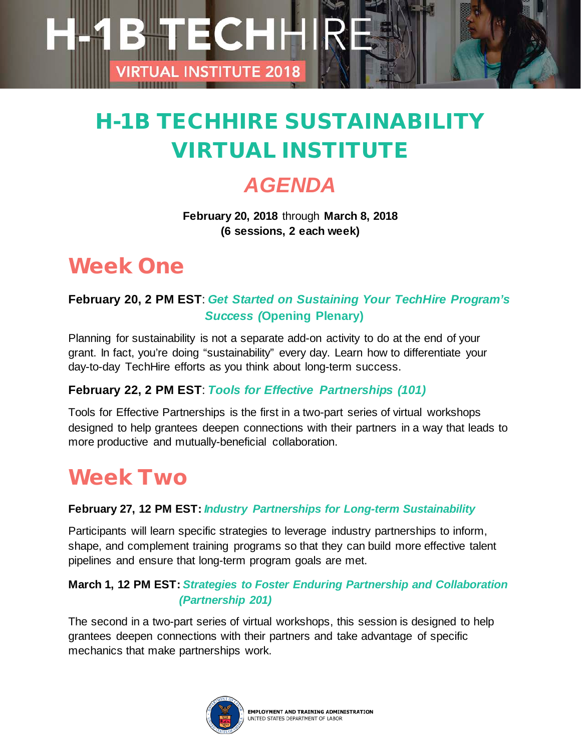H-1B TECHHIRE

VIRTUAL INSTITUTE 2018

# H-1B TECHHIRE SUSTAINABILITY VIRTUAL INSTITUTE

## *AGENDA*

**February 20, 2018** through **March 8, 2018**
**(6 sessions, 2 each week)**

## Week One

**February 20, 2 PM EST**: ***Get Started on Sustaining Your TechHire Program's Success (Opening Plenary)***

Planning for sustainability is not a separate add-on activity to do at the end of your grant. In fact, you're doing "sustainability" every day. Learn how to differentiate your day-to-day TechHire efforts as you think about long-term success.

**February 22, 2 PM EST**: ***Tools for Effective Partnerships (101)***

Tools for Effective Partnerships is the first in a two-part series of virtual workshops designed to help grantees deepen connections with their partners in a way that leads to more productive and mutually-beneficial collaboration.

## Week Two

**February 27, 12 PM EST:** ***Industry Partnerships for Long-term Sustainability***

Participants will learn specific strategies to leverage industry partnerships to inform, shape, and complement training programs so that they can build more effective talent pipelines and ensure that long-term program goals are met.

**March 1, 12 PM EST:** ***Strategies to Foster Enduring Partnership and Collaboration (Partnership 201)***

The second in a two-part series of virtual workshops, this session is designed to help grantees deepen connections with their partners and take advantage of specific mechanics that make partnerships work.

EMPLOYMENT AND TRAINING ADMINISTRATION
UNITED STATES DEPARTMENT OF LABOR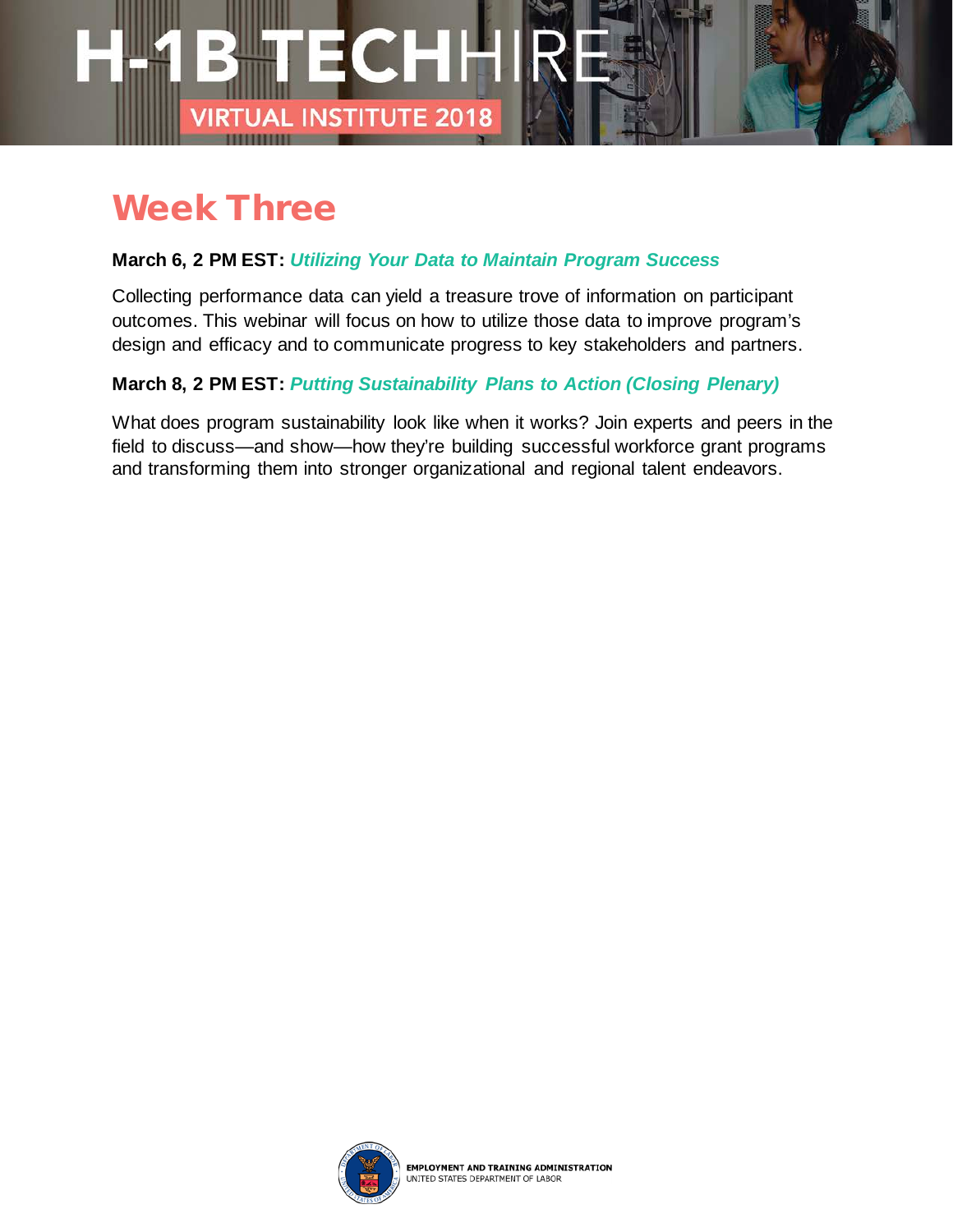# H-1B TECHHIRE

VIRTUAL INSTITUTE 2018

## Week Three

**March 6, 2 PM EST:** ***Utilizing Your Data to Maintain Program Success***

Collecting performance data can yield a treasure trove of information on participant outcomes. This webinar will focus on how to utilize those data to improve program's design and efficacy and to communicate progress to key stakeholders and partners.

**March 8, 2 PM EST:** ***Putting Sustainability Plans to Action (Closing Plenary)***

What does program sustainability look like when it works? Join experts and peers in the field to discuss—and show—how they're building successful workforce grant programs and transforming them into stronger organizational and regional talent endeavors.

EMPLOYMENT AND TRAINING ADMINISTRATION
UNITED STATES DEPARTMENT OF LABOR